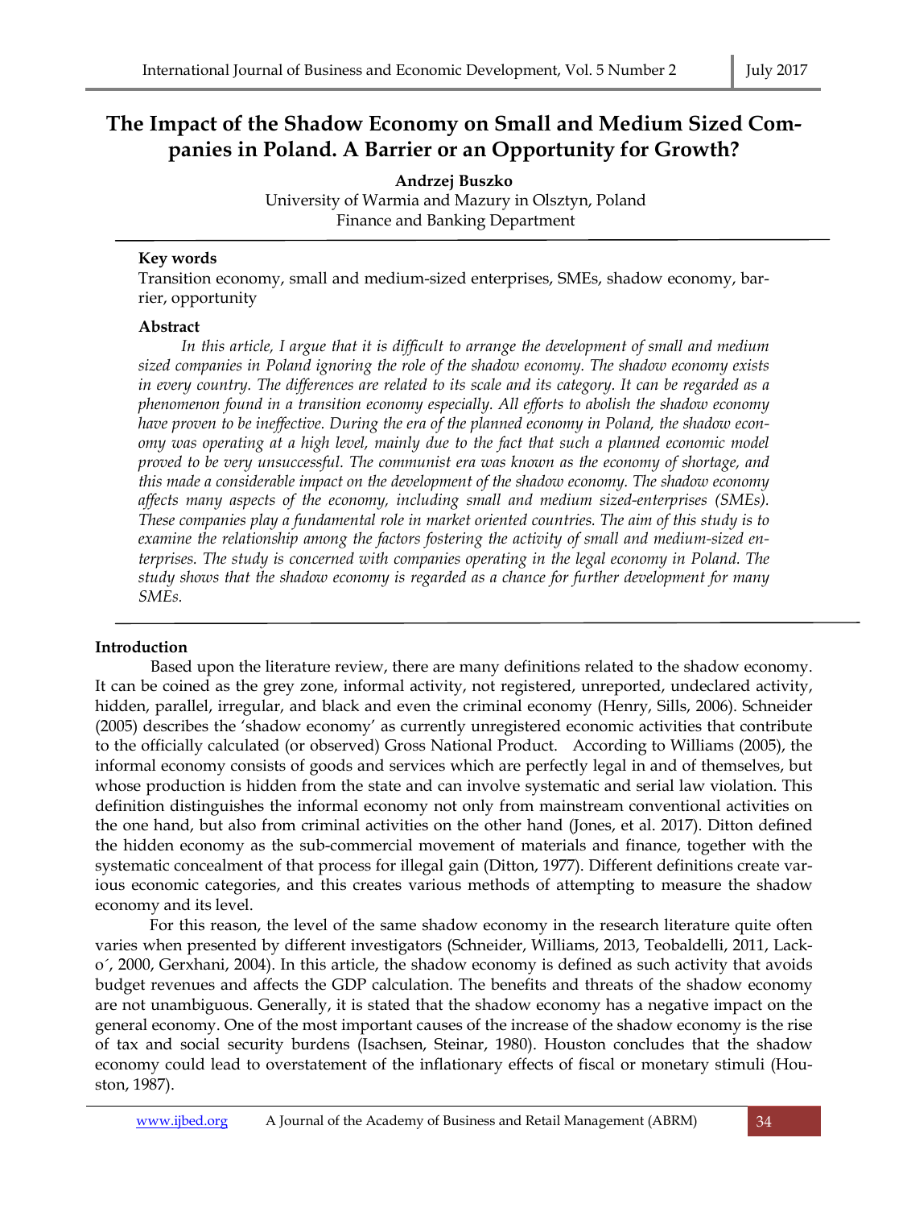# The Impact of the Shadow Economy on Small and Medium Sized Companies in Poland. A Barrier or an Opportunity for Growth?

**Andrzej Buszko**
University of Warmia and Mazury in Olsztyn, Poland
Finance and Banking Department

**Key words**
Transition economy, small and medium-sized enterprises, SMEs, shadow economy, barrier, opportunity

**Abstract**

*In this article, I argue that it is difficult to arrange the development of small and medium sized companies in Poland ignoring the role of the shadow economy. The shadow economy exists in every country. The differences are related to its scale and its category. It can be regarded as a phenomenon found in a transition economy especially. All efforts to abolish the shadow economy have proven to be ineffective. During the era of the planned economy in Poland, the shadow economy was operating at a high level, mainly due to the fact that such a planned economic model proved to be very unsuccessful. The communist era was known as the economy of shortage, and this made a considerable impact on the development of the shadow economy. The shadow economy affects many aspects of the economy, including small and medium sized-enterprises (SMEs). These companies play a fundamental role in market oriented countries. The aim of this study is to examine the relationship among the factors fostering the activity of small and medium-sized enterprises. The study is concerned with companies operating in the legal economy in Poland. The study shows that the shadow economy is regarded as a chance for further development for many SMEs.*

## Introduction

Based upon the literature review, there are many definitions related to the shadow economy. It can be coined as the grey zone, informal activity, not registered, unreported, undeclared activity, hidden, parallel, irregular, and black and even the criminal economy (Henry, Sills, 2006). Schneider (2005) describes the 'shadow economy' as currently unregistered economic activities that contribute to the officially calculated (or observed) Gross National Product. According to Williams (2005), the informal economy consists of goods and services which are perfectly legal in and of themselves, but whose production is hidden from the state and can involve systematic and serial law violation. This definition distinguishes the informal economy not only from mainstream conventional activities on the one hand, but also from criminal activities on the other hand (Jones, et al. 2017). Ditton defined the hidden economy as the sub-commercial movement of materials and finance, together with the systematic concealment of that process for illegal gain (Ditton, 1977). Different definitions create various economic categories, and this creates various methods of attempting to measure the shadow economy and its level.

For this reason, the level of the same shadow economy in the research literature quite often varies when presented by different investigators (Schneider, Williams, 2013, Teobaldelli, 2011, Lacko´, 2000, Gerxhani, 2004). In this article, the shadow economy is defined as such activity that avoids budget revenues and affects the GDP calculation. The benefits and threats of the shadow economy are not unambiguous. Generally, it is stated that the shadow economy has a negative impact on the general economy. One of the most important causes of the increase of the shadow economy is the rise of tax and social security burdens (Isachsen, Steinar, 1980). Houston concludes that the shadow economy could lead to overstatement of the inflationary effects of fiscal or monetary stimuli (Houston, 1987).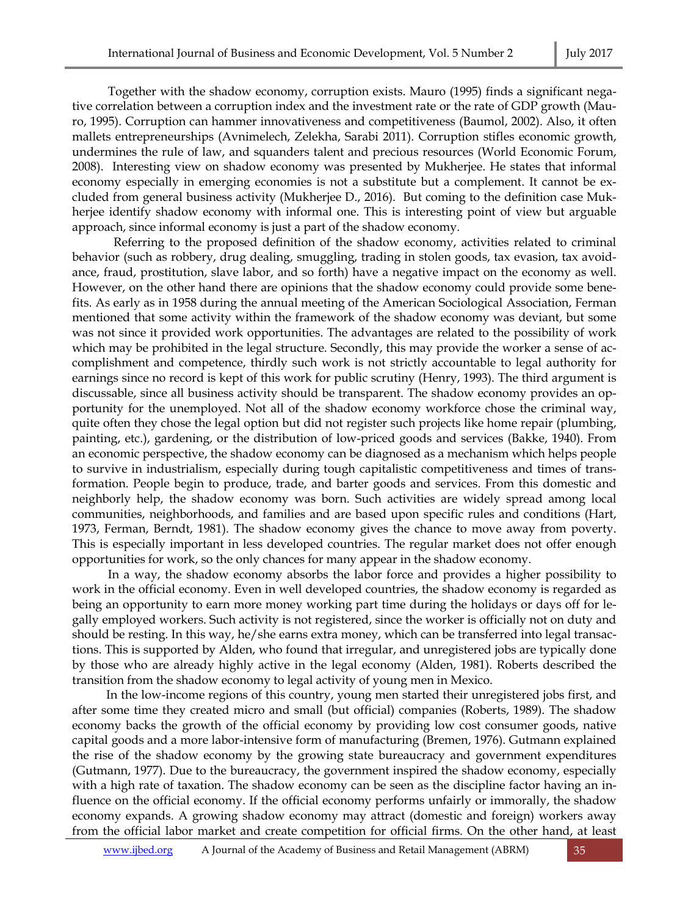Together with the shadow economy, corruption exists. Mauro (1995) finds a significant negative correlation between a corruption index and the investment rate or the rate of GDP growth (Mauro, 1995). Corruption can hammer innovativeness and competitiveness (Baumol, 2002). Also, it often mallets entrepreneurships (Avnimelech, Zelekha, Sarabi 2011). Corruption stifles economic growth, undermines the rule of law, and squanders talent and precious resources (World Economic Forum, 2008). Interesting view on shadow economy was presented by Mukherjee. He states that informal economy especially in emerging economies is not a substitute but a complement. It cannot be excluded from general business activity (Mukherjee D., 2016). But coming to the definition case Mukherjee identify shadow economy with informal one. This is interesting point of view but arguable approach, since informal economy is just a part of the shadow economy.

Referring to the proposed definition of the shadow economy, activities related to criminal behavior (such as robbery, drug dealing, smuggling, trading in stolen goods, tax evasion, tax avoidance, fraud, prostitution, slave labor, and so forth) have a negative impact on the economy as well. However, on the other hand there are opinions that the shadow economy could provide some benefits. As early as in 1958 during the annual meeting of the American Sociological Association, Ferman mentioned that some activity within the framework of the shadow economy was deviant, but some was not since it provided work opportunities. The advantages are related to the possibility of work which may be prohibited in the legal structure. Secondly, this may provide the worker a sense of accomplishment and competence, thirdly such work is not strictly accountable to legal authority for earnings since no record is kept of this work for public scrutiny (Henry, 1993). The third argument is discussable, since all business activity should be transparent. The shadow economy provides an opportunity for the unemployed. Not all of the shadow economy workforce chose the criminal way, quite often they chose the legal option but did not register such projects like home repair (plumbing, painting, etc.), gardening, or the distribution of low-priced goods and services (Bakke, 1940). From an economic perspective, the shadow economy can be diagnosed as a mechanism which helps people to survive in industrialism, especially during tough capitalistic competitiveness and times of transformation. People begin to produce, trade, and barter goods and services. From this domestic and neighborly help, the shadow economy was born. Such activities are widely spread among local communities, neighborhoods, and families and are based upon specific rules and conditions (Hart, 1973, Ferman, Berndt, 1981). The shadow economy gives the chance to move away from poverty. This is especially important in less developed countries. The regular market does not offer enough opportunities for work, so the only chances for many appear in the shadow economy.

In a way, the shadow economy absorbs the labor force and provides a higher possibility to work in the official economy. Even in well developed countries, the shadow economy is regarded as being an opportunity to earn more money working part time during the holidays or days off for legally employed workers. Such activity is not registered, since the worker is officially not on duty and should be resting. In this way, he/she earns extra money, which can be transferred into legal transactions. This is supported by Alden, who found that irregular, and unregistered jobs are typically done by those who are already highly active in the legal economy (Alden, 1981). Roberts described the transition from the shadow economy to legal activity of young men in Mexico.

In the low-income regions of this country, young men started their unregistered jobs first, and after some time they created micro and small (but official) companies (Roberts, 1989). The shadow economy backs the growth of the official economy by providing low cost consumer goods, native capital goods and a more labor-intensive form of manufacturing (Bremen, 1976). Gutmann explained the rise of the shadow economy by the growing state bureaucracy and government expenditures (Gutmann, 1977). Due to the bureaucracy, the government inspired the shadow economy, especially with a high rate of taxation. The shadow economy can be seen as the discipline factor having an influence on the official economy. If the official economy performs unfairly or immorally, the shadow economy expands. A growing shadow economy may attract (domestic and foreign) workers away from the official labor market and create competition for official firms. On the other hand, at least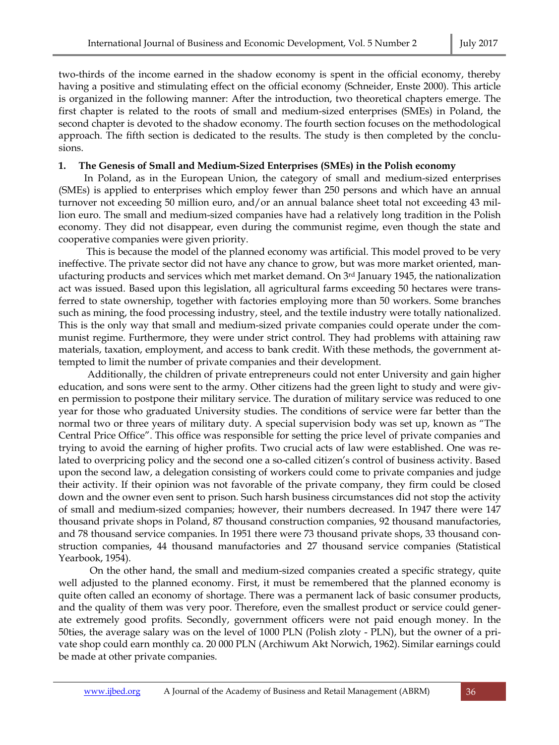two-thirds of the income earned in the shadow economy is spent in the official economy, thereby having a positive and stimulating effect on the official economy (Schneider, Enste 2000). This article is organized in the following manner: After the introduction, two theoretical chapters emerge. The first chapter is related to the roots of small and medium-sized enterprises (SMEs) in Poland, the second chapter is devoted to the shadow economy. The fourth section focuses on the methodological approach. The fifth section is dedicated to the results. The study is then completed by the conclusions.

## 1. The Genesis of Small and Medium-Sized Enterprises (SMEs) in the Polish economy

In Poland, as in the European Union, the category of small and medium-sized enterprises (SMEs) is applied to enterprises which employ fewer than 250 persons and which have an annual turnover not exceeding 50 million euro, and/or an annual balance sheet total not exceeding 43 million euro. The small and medium-sized companies have had a relatively long tradition in the Polish economy. They did not disappear, even during the communist regime, even though the state and cooperative companies were given priority.

This is because the model of the planned economy was artificial. This model proved to be very ineffective. The private sector did not have any chance to grow, but was more market oriented, manufacturing products and services which met market demand. On 3rd January 1945, the nationalization act was issued. Based upon this legislation, all agricultural farms exceeding 50 hectares were transferred to state ownership, together with factories employing more than 50 workers. Some branches such as mining, the food processing industry, steel, and the textile industry were totally nationalized. This is the only way that small and medium-sized private companies could operate under the communist regime. Furthermore, they were under strict control. They had problems with attaining raw materials, taxation, employment, and access to bank credit. With these methods, the government attempted to limit the number of private companies and their development.

Additionally, the children of private entrepreneurs could not enter University and gain higher education, and sons were sent to the army. Other citizens had the green light to study and were given permission to postpone their military service. The duration of military service was reduced to one year for those who graduated University studies. The conditions of service were far better than the normal two or three years of military duty. A special supervision body was set up, known as "The Central Price Office". This office was responsible for setting the price level of private companies and trying to avoid the earning of higher profits. Two crucial acts of law were established. One was related to overpricing policy and the second one a so-called citizen's control of business activity. Based upon the second law, a delegation consisting of workers could come to private companies and judge their activity. If their opinion was not favorable of the private company, they firm could be closed down and the owner even sent to prison. Such harsh business circumstances did not stop the activity of small and medium-sized companies; however, their numbers decreased. In 1947 there were 147 thousand private shops in Poland, 87 thousand construction companies, 92 thousand manufactories, and 78 thousand service companies. In 1951 there were 73 thousand private shops, 33 thousand construction companies, 44 thousand manufactories and 27 thousand service companies (Statistical Yearbook, 1954).

On the other hand, the small and medium-sized companies created a specific strategy, quite well adjusted to the planned economy. First, it must be remembered that the planned economy is quite often called an economy of shortage. There was a permanent lack of basic consumer products, and the quality of them was very poor. Therefore, even the smallest product or service could generate extremely good profits. Secondly, government officers were not paid enough money. In the 50ties, the average salary was on the level of 1000 PLN (Polish zloty - PLN), but the owner of a private shop could earn monthly ca. 20 000 PLN (Archiwum Akt Norwich, 1962). Similar earnings could be made at other private companies.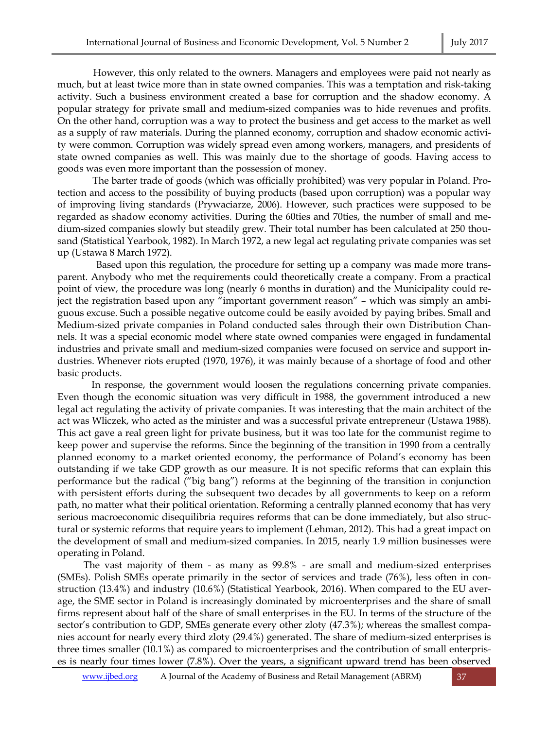However, this only related to the owners. Managers and employees were paid not nearly as much, but at least twice more than in state owned companies. This was a temptation and risk-taking activity. Such a business environment created a base for corruption and the shadow economy. A popular strategy for private small and medium-sized companies was to hide revenues and profits. On the other hand, corruption was a way to protect the business and get access to the market as well as a supply of raw materials. During the planned economy, corruption and shadow economic activity were common. Corruption was widely spread even among workers, managers, and presidents of state owned companies as well. This was mainly due to the shortage of goods. Having access to goods was even more important than the possession of money.

The barter trade of goods (which was officially prohibited) was very popular in Poland. Protection and access to the possibility of buying products (based upon corruption) was a popular way of improving living standards (Prywaciarze, 2006). However, such practices were supposed to be regarded as shadow economy activities. During the 60ties and 70ties, the number of small and medium-sized companies slowly but steadily grew. Their total number has been calculated at 250 thousand (Statistical Yearbook, 1982). In March 1972, a new legal act regulating private companies was set up (Ustawa 8 March 1972).

Based upon this regulation, the procedure for setting up a company was made more transparent. Anybody who met the requirements could theoretically create a company. From a practical point of view, the procedure was long (nearly 6 months in duration) and the Municipality could reject the registration based upon any "important government reason" – which was simply an ambiguous excuse. Such a possible negative outcome could be easily avoided by paying bribes. Small and Medium-sized private companies in Poland conducted sales through their own Distribution Channels. It was a special economic model where state owned companies were engaged in fundamental industries and private small and medium-sized companies were focused on service and support industries. Whenever riots erupted (1970, 1976), it was mainly because of a shortage of food and other basic products.

In response, the government would loosen the regulations concerning private companies. Even though the economic situation was very difficult in 1988, the government introduced a new legal act regulating the activity of private companies. It was interesting that the main architect of the act was Wliczek, who acted as the minister and was a successful private entrepreneur (Ustawa 1988). This act gave a real green light for private business, but it was too late for the communist regime to keep power and supervise the reforms. Since the beginning of the transition in 1990 from a centrally planned economy to a market oriented economy, the performance of Poland's economy has been outstanding if we take GDP growth as our measure. It is not specific reforms that can explain this performance but the radical ("big bang") reforms at the beginning of the transition in conjunction with persistent efforts during the subsequent two decades by all governments to keep on a reform path, no matter what their political orientation. Reforming a centrally planned economy that has very serious macroeconomic disequilibria requires reforms that can be done immediately, but also structural or systemic reforms that require years to implement (Lehman, 2012). This had a great impact on the development of small and medium-sized companies. In 2015, nearly 1.9 million businesses were operating in Poland.

The vast majority of them - as many as 99.8% - are small and medium-sized enterprises (SMEs). Polish SMEs operate primarily in the sector of services and trade (76%), less often in construction (13.4%) and industry (10.6%) (Statistical Yearbook, 2016). When compared to the EU average, the SME sector in Poland is increasingly dominated by microenterprises and the share of small firms represent about half of the share of small enterprises in the EU. In terms of the structure of the sector's contribution to GDP, SMEs generate every other zloty (47.3%); whereas the smallest companies account for nearly every third zloty (29.4%) generated. The share of medium-sized enterprises is three times smaller (10.1%) as compared to microenterprises and the contribution of small enterprises is nearly four times lower (7.8%). Over the years, a significant upward trend has been observed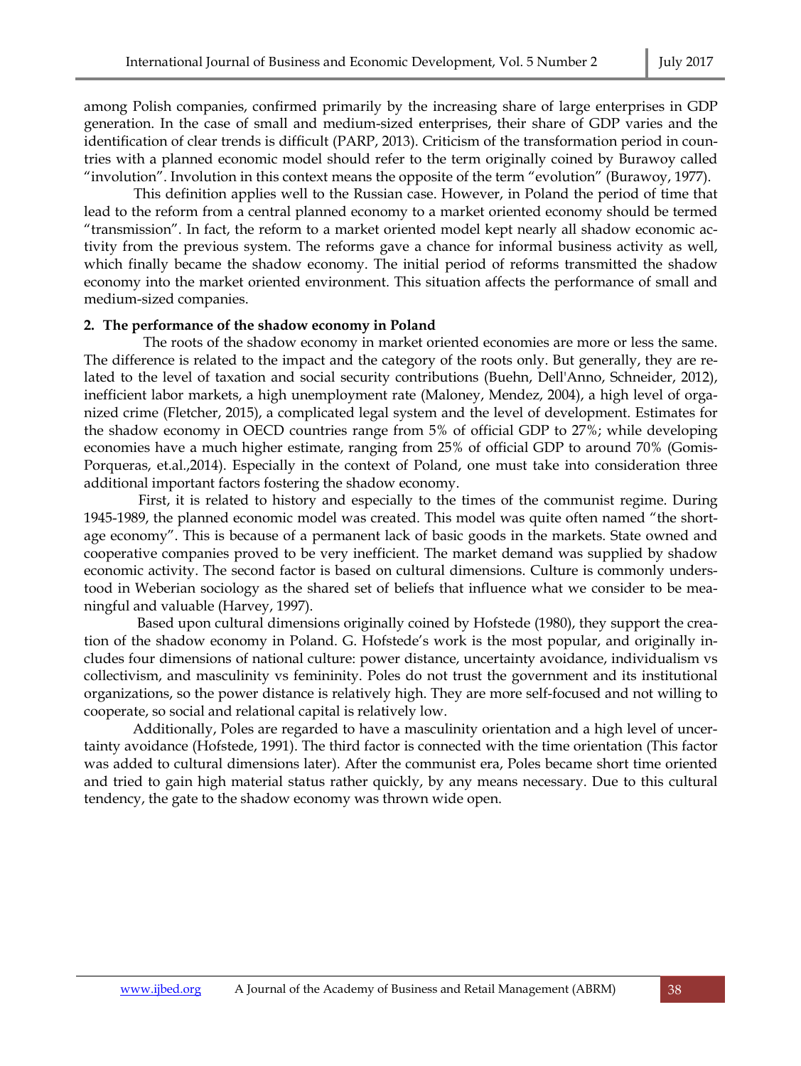among Polish companies, confirmed primarily by the increasing share of large enterprises in GDP generation. In the case of small and medium-sized enterprises, their share of GDP varies and the identification of clear trends is difficult (PARP, 2013). Criticism of the transformation period in countries with a planned economic model should refer to the term originally coined by Burawoy called "involution". Involution in this context means the opposite of the term "evolution" (Burawoy, 1977).

This definition applies well to the Russian case. However, in Poland the period of time that lead to the reform from a central planned economy to a market oriented economy should be termed "transmission". In fact, the reform to a market oriented model kept nearly all shadow economic activity from the previous system. The reforms gave a chance for informal business activity as well, which finally became the shadow economy. The initial period of reforms transmitted the shadow economy into the market oriented environment. This situation affects the performance of small and medium-sized companies.

## 2. The performance of the shadow economy in Poland

The roots of the shadow economy in market oriented economies are more or less the same. The difference is related to the impact and the category of the roots only. But generally, they are related to the level of taxation and social security contributions (Buehn, Dell'Anno, Schneider, 2012), inefficient labor markets, a high unemployment rate (Maloney, Mendez, 2004), a high level of organized crime (Fletcher, 2015), a complicated legal system and the level of development. Estimates for the shadow economy in OECD countries range from 5% of official GDP to 27%; while developing economies have a much higher estimate, ranging from 25% of official GDP to around 70% (Gomis-Porqueras, et.al.,2014). Especially in the context of Poland, one must take into consideration three additional important factors fostering the shadow economy.

First, it is related to history and especially to the times of the communist regime. During 1945-1989, the planned economic model was created. This model was quite often named "the shortage economy". This is because of a permanent lack of basic goods in the markets. State owned and cooperative companies proved to be very inefficient. The market demand was supplied by shadow economic activity. The second factor is based on cultural dimensions. Culture is commonly understood in Weberian sociology as the shared set of beliefs that influence what we consider to be meaningful and valuable (Harvey, 1997).

Based upon cultural dimensions originally coined by Hofstede (1980), they support the creation of the shadow economy in Poland. G. Hofstede's work is the most popular, and originally includes four dimensions of national culture: power distance, uncertainty avoidance, individualism vs collectivism, and masculinity vs femininity. Poles do not trust the government and its institutional organizations, so the power distance is relatively high. They are more self-focused and not willing to cooperate, so social and relational capital is relatively low.

Additionally, Poles are regarded to have a masculinity orientation and a high level of uncertainty avoidance (Hofstede, 1991). The third factor is connected with the time orientation (This factor was added to cultural dimensions later). After the communist era, Poles became short time oriented and tried to gain high material status rather quickly, by any means necessary. Due to this cultural tendency, the gate to the shadow economy was thrown wide open.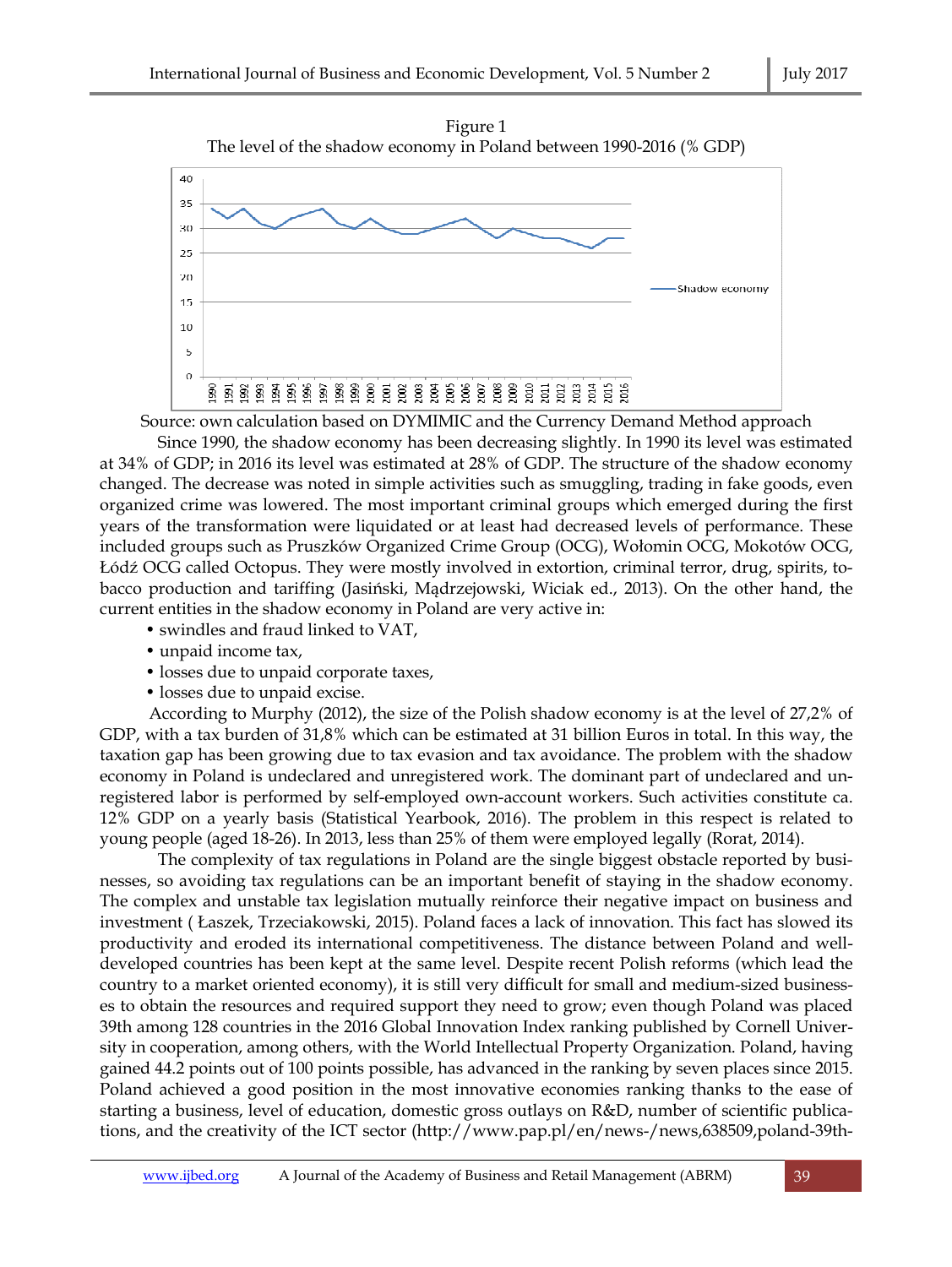Figure 1
The level of the shadow economy in Poland between 1990-2016 (% GDP)

Source: own calculation based on DYMIMIC and the Currency Demand Method approach

Since 1990, the shadow economy has been decreasing slightly. In 1990 its level was estimated at 34% of GDP; in 2016 its level was estimated at 28% of GDP. The structure of the shadow economy changed. The decrease was noted in simple activities such as smuggling, trading in fake goods, even organized crime was lowered. The most important criminal groups which emerged during the first years of the transformation were liquidated or at least had decreased levels of performance. These included groups such as Pruszków Organized Crime Group (OCG), Wołomin OCG, Mokotów OCG, Łódź OCG called Octopus. They were mostly involved in extortion, criminal terror, drug, spirits, tobacco production and tariffing (Jasiński, Mądrzejowski, Wiciak ed., 2013). On the other hand, the current entities in the shadow economy in Poland are very active in:

- swindles and fraud linked to VAT,
- unpaid income tax,
- losses due to unpaid corporate taxes,
- losses due to unpaid excise.

According to Murphy (2012), the size of the Polish shadow economy is at the level of 27,2% of GDP, with a tax burden of 31,8% which can be estimated at 31 billion Euros in total. In this way, the taxation gap has been growing due to tax evasion and tax avoidance. The problem with the shadow economy in Poland is undeclared and unregistered work. The dominant part of undeclared and unregistered labor is performed by self-employed own-account workers. Such activities constitute ca. 12% GDP on a yearly basis (Statistical Yearbook, 2016). The problem in this respect is related to young people (aged 18-26). In 2013, less than 25% of them were employed legally (Rorat, 2014).

The complexity of tax regulations in Poland are the single biggest obstacle reported by businesses, so avoiding tax regulations can be an important benefit of staying in the shadow economy. The complex and unstable tax legislation mutually reinforce their negative impact on business and investment ( Łaszek, Trzeciakowski, 2015). Poland faces a lack of innovation. This fact has slowed its productivity and eroded its international competitiveness. The distance between Poland and well-developed countries has been kept at the same level. Despite recent Polish reforms (which lead the country to a market oriented economy), it is still very difficult for small and medium-sized businesses to obtain the resources and required support they need to grow; even though Poland was placed 39th among 128 countries in the 2016 Global Innovation Index ranking published by Cornell University in cooperation, among others, with the World Intellectual Property Organization. Poland, having gained 44.2 points out of 100 points possible, has advanced in the ranking by seven places since 2015. Poland achieved a good position in the most innovative economies ranking thanks to the ease of starting a business, level of education, domestic gross outlays on R&D, number of scientific publications, and the creativity of the ICT sector (http://www.pap.pl/en/news-/news,638509,poland-39th-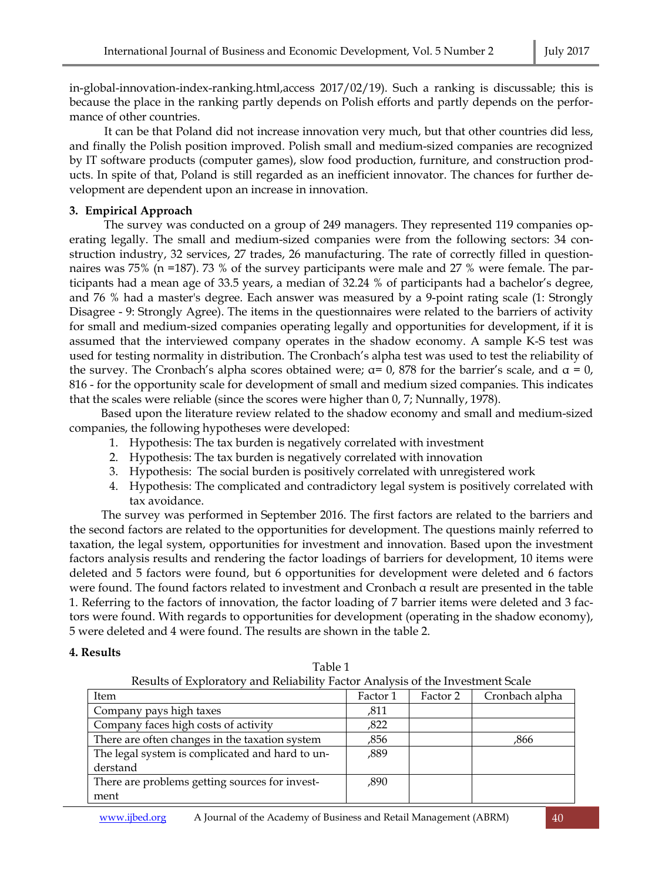in-global-innovation-index-ranking.html,access 2017/02/19). Such a ranking is discussable; this is because the place in the ranking partly depends on Polish efforts and partly depends on the performance of other countries.

It can be that Poland did not increase innovation very much, but that other countries did less, and finally the Polish position improved. Polish small and medium-sized companies are recognized by IT software products (computer games), slow food production, furniture, and construction products. In spite of that, Poland is still regarded as an inefficient innovator. The chances for further development are dependent upon an increase in innovation.

### 3. Empirical Approach

The survey was conducted on a group of 249 managers. They represented 119 companies operating legally. The small and medium-sized companies were from the following sectors: 34 construction industry, 32 services, 27 trades, 26 manufacturing. The rate of correctly filled in questionnaires was 75% (n =187). 73 % of the survey participants were male and 27 % were female. The participants had a mean age of 33.5 years, a median of 32.24 % of participants had a bachelor's degree, and 76 % had a master's degree. Each answer was measured by a 9-point rating scale (1: Strongly Disagree - 9: Strongly Agree). The items in the questionnaires were related to the barriers of activity for small and medium-sized companies operating legally and opportunities for development, if it is assumed that the interviewed company operates in the shadow economy. A sample K-S test was used for testing normality in distribution. The Cronbach's alpha test was used to test the reliability of the survey. The Cronbach's alpha scores obtained were; α= 0, 878 for the barrier's scale, and α = 0, 816 - for the opportunity scale for development of small and medium sized companies. This indicates that the scales were reliable (since the scores were higher than 0, 7; Nunnally, 1978).

Based upon the literature review related to the shadow economy and small and medium-sized companies, the following hypotheses were developed:

1. Hypothesis: The tax burden is negatively correlated with investment
2. Hypothesis: The tax burden is negatively correlated with innovation
3. Hypothesis: The social burden is positively correlated with unregistered work
4. Hypothesis: The complicated and contradictory legal system is positively correlated with tax avoidance.

The survey was performed in September 2016. The first factors are related to the barriers and the second factors are related to the opportunities for development. The questions mainly referred to taxation, the legal system, opportunities for investment and innovation. Based upon the investment factors analysis results and rendering the factor loadings of barriers for development, 10 items were deleted and 5 factors were found, but 6 opportunities for development were deleted and 6 factors were found. The found factors related to investment and Cronbach α result are presented in the table 1. Referring to the factors of innovation, the factor loading of 7 barrier items were deleted and 3 factors were found. With regards to opportunities for development (operating in the shadow economy), 5 were deleted and 4 were found. The results are shown in the table 2.

### 4. Results

Table 1
Results of Exploratory and Reliability Factor Analysis of the Investment Scale

| Item | Factor 1 | Factor 2 | Cronbach alpha |
|---|---|---|---|
| Company pays high taxes | ,811 | | |
| Company faces high costs of activity | ,822 | | |
| There are often changes in the taxation system | ,856 | | ,866 |
| The legal system is complicated and hard to understand | ,889 | | |
| There are problems getting sources for investment | ,890 | | |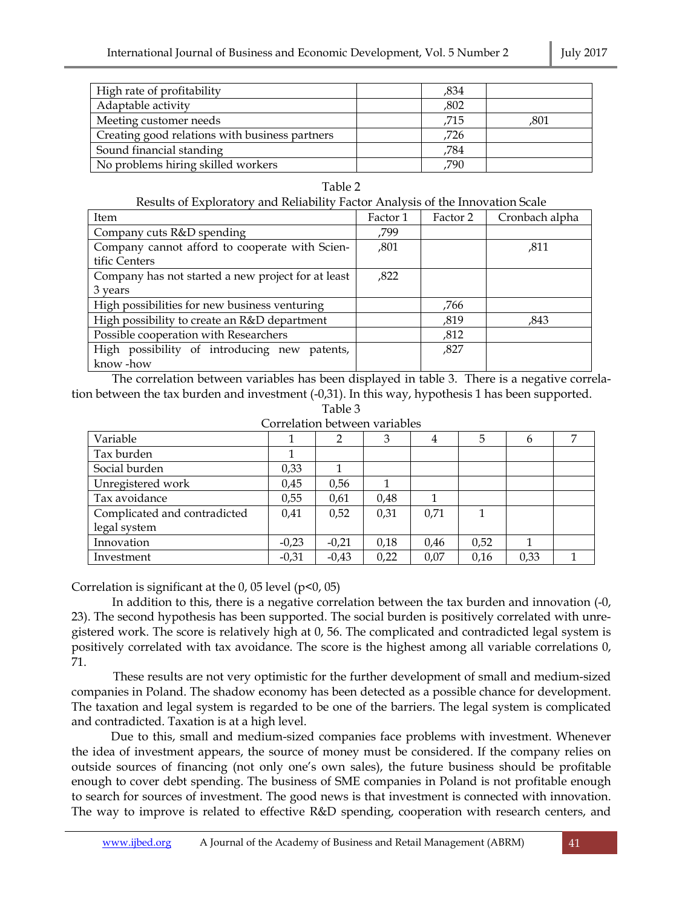| High rate of profitability | | ,834 | |
|---|---|---|---|
| Adaptable activity | | ,802 | |
| Meeting customer needs | | ,715 | ,801 |
| Creating good relations with business partners | | ,726 | |
| Sound financial standing | | ,784 | |
| No problems hiring skilled workers | | ,790 | |

Table 2

Results of Exploratory and Reliability Factor Analysis of the Innovation Scale

| Item | Factor 1 | Factor 2 | Cronbach alpha |
|---|---|---|---|
| Company cuts R&D spending | ,799 | | |
| Company cannot afford to cooperate with Scientific Centers | ,801 | | ,811 |
| Company has not started a new project for at least 3 years | ,822 | | |
| High possibilities for new business venturing | | ,766 | |
| High possibility to create an R&D department | | ,819 | ,843 |
| Possible cooperation with Researchers | | ,812 | |
| High possibility of introducing new patents, know -how | | ,827 | |

The correlation between variables has been displayed in table 3. There is a negative correlation between the tax burden and investment (-0,31). In this way, hypothesis 1 has been supported.

Table 3

Correlation between variables

| Variable | 1 | 2 | 3 | 4 | 5 | 6 | 7 |
|---|---|---|---|---|---|---|---|
| Tax burden | 1 | | | | | | |
| Social burden | 0,33 | 1 | | | | | |
| Unregistered work | 0,45 | 0,56 | 1 | | | | |
| Tax avoidance | 0,55 | 0,61 | 0,48 | 1 | | | |
| Complicated and contradicted legal system | 0,41 | 0,52 | 0,31 | 0,71 | 1 | | |
| Innovation | -0,23 | -0,21 | 0,18 | 0,46 | 0,52 | 1 | |
| Investment | -0,31 | -0,43 | 0,22 | 0,07 | 0,16 | 0,33 | 1 |

Correlation is significant at the 0, 05 level (p<0, 05)

In addition to this, there is a negative correlation between the tax burden and innovation (-0, 23). The second hypothesis has been supported. The social burden is positively correlated with unregistered work. The score is relatively high at 0, 56. The complicated and contradicted legal system is positively correlated with tax avoidance. The score is the highest among all variable correlations 0, 71.

These results are not very optimistic for the further development of small and medium-sized companies in Poland. The shadow economy has been detected as a possible chance for development. The taxation and legal system is regarded to be one of the barriers. The legal system is complicated and contradicted. Taxation is at a high level.

Due to this, small and medium-sized companies face problems with investment. Whenever the idea of investment appears, the source of money must be considered. If the company relies on outside sources of financing (not only one's own sales), the future business should be profitable enough to cover debt spending. The business of SME companies in Poland is not profitable enough to search for sources of investment. The good news is that investment is connected with innovation. The way to improve is related to effective R&D spending, cooperation with research centers, and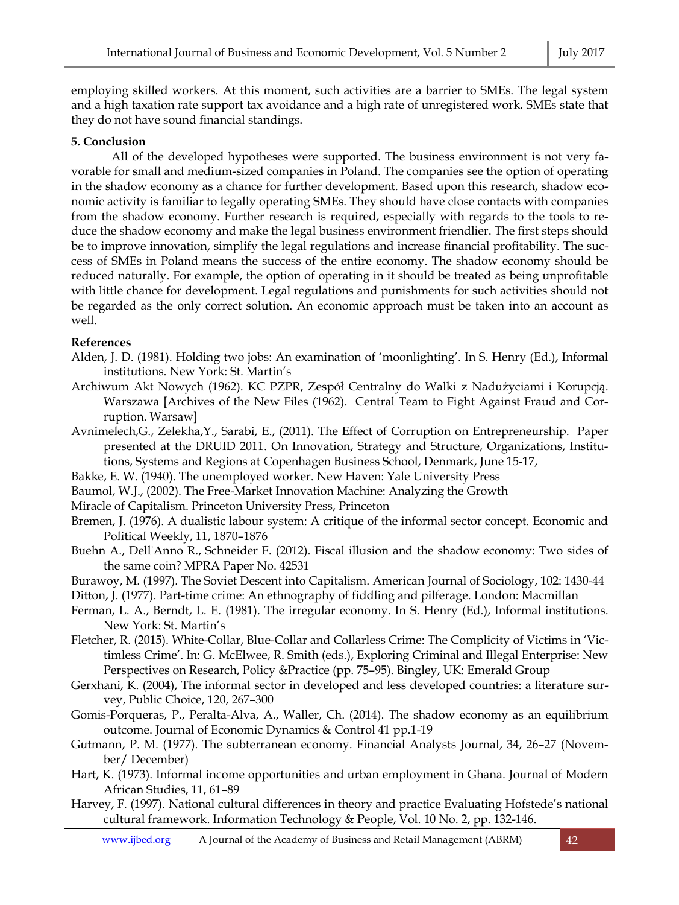employing skilled workers. At this moment, such activities are a barrier to SMEs. The legal system and a high taxation rate support tax avoidance and a high rate of unregistered work. SMEs state that they do not have sound financial standings.

**5. Conclusion**

All of the developed hypotheses were supported. The business environment is not very favorable for small and medium-sized companies in Poland. The companies see the option of operating in the shadow economy as a chance for further development. Based upon this research, shadow economic activity is familiar to legally operating SMEs. They should have close contacts with companies from the shadow economy. Further research is required, especially with regards to the tools to reduce the shadow economy and make the legal business environment friendlier. The first steps should be to improve innovation, simplify the legal regulations and increase financial profitability. The success of SMEs in Poland means the success of the entire economy. The shadow economy should be reduced naturally. For example, the option of operating in it should be treated as being unprofitable with little chance for development. Legal regulations and punishments for such activities should not be regarded as the only correct solution. An economic approach must be taken into an account as well.

**References**

Alden, J. D. (1981). Holding two jobs: An examination of 'moonlighting'. In S. Henry (Ed.), Informal institutions. New York: St. Martin's

Archiwum Akt Nowych (1962). KC PZPR, Zespół Centralny do Walki z Nadużyciami i Korupcją. Warszawa [Archives of the New Files (1962). Central Team to Fight Against Fraud and Corruption. Warsaw]

Avnimelech,G., Zelekha,Y., Sarabi, E., (2011). The Effect of Corruption on Entrepreneurship. Paper presented at the DRUID 2011. On Innovation, Strategy and Structure, Organizations, Institutions, Systems and Regions at Copenhagen Business School, Denmark, June 15-17,

Bakke, E. W. (1940). The unemployed worker. New Haven: Yale University Press

Baumol, W.J., (2002). The Free-Market Innovation Machine: Analyzing the Growth Miracle of Capitalism. Princeton University Press, Princeton

Bremen, J. (1976). A dualistic labour system: A critique of the informal sector concept. Economic and Political Weekly, 11, 1870–1876

Buehn A., Dell'Anno R., Schneider F. (2012). Fiscal illusion and the shadow economy: Two sides of the same coin? MPRA Paper No. 42531

Burawoy, M. (1997). The Soviet Descent into Capitalism. American Journal of Sociology, 102: 1430-44

Ditton, J. (1977). Part-time crime: An ethnography of fiddling and pilferage. London: Macmillan

Ferman, L. A., Berndt, L. E. (1981). The irregular economy. In S. Henry (Ed.), Informal institutions. New York: St. Martin's

Fletcher, R. (2015). White-Collar, Blue-Collar and Collarless Crime: The Complicity of Victims in 'Victimless Crime'. In: G. McElwee, R. Smith (eds.), Exploring Criminal and Illegal Enterprise: New Perspectives on Research, Policy &Practice (pp. 75–95). Bingley, UK: Emerald Group

Gerxhani, K. (2004), The informal sector in developed and less developed countries: a literature survey, Public Choice, 120, 267–300

Gomis-Porqueras, P., Peralta-Alva, A., Waller, Ch. (2014). The shadow economy as an equilibrium outcome. Journal of Economic Dynamics & Control 41 pp.1-19

Gutmann, P. M. (1977). The subterranean economy. Financial Analysts Journal, 34, 26–27 (November/ December)

Hart, K. (1973). Informal income opportunities and urban employment in Ghana. Journal of Modern African Studies, 11, 61–89

Harvey, F. (1997). National cultural differences in theory and practice Evaluating Hofstede's national cultural framework. Information Technology & People, Vol. 10 No. 2, pp. 132-146.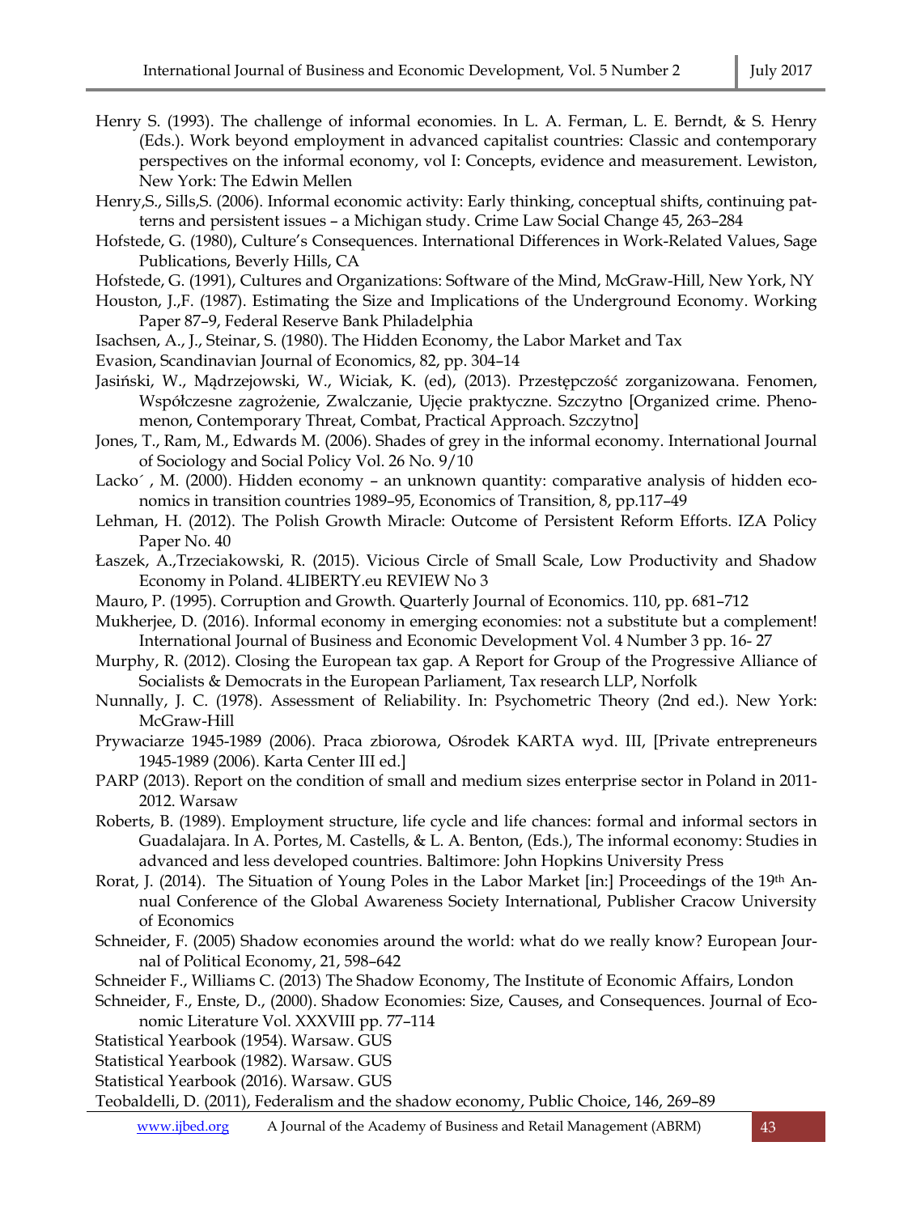Henry S. (1993). The challenge of informal economies. In L. A. Ferman, L. E. Berndt, & S. Henry (Eds.). Work beyond employment in advanced capitalist countries: Classic and contemporary perspectives on the informal economy, vol I: Concepts, evidence and measurement. Lewiston, New York: The Edwin Mellen

Henry,S., Sills,S. (2006). Informal economic activity: Early thinking, conceptual shifts, continuing patterns and persistent issues – a Michigan study. Crime Law Social Change 45, 263–284

Hofstede, G. (1980), Culture's Consequences. International Differences in Work-Related Values, Sage Publications, Beverly Hills, CA

Hofstede, G. (1991), Cultures and Organizations: Software of the Mind, McGraw-Hill, New York, NY

Houston, J.,F. (1987). Estimating the Size and Implications of the Underground Economy. Working Paper 87–9, Federal Reserve Bank Philadelphia

Isachsen, A., J., Steinar, S. (1980). The Hidden Economy, the Labor Market and Tax

Evasion, Scandinavian Journal of Economics, 82, pp. 304–14

Jasiński, W., Mądrzejowski, W., Wiciak, K. (ed), (2013). Przestępczość zorganizowana. Fenomen, Współczesne zagrożenie, Zwalczanie, Ujęcie praktyczne. Szczytno [Organized crime. Phenomenon, Contemporary Threat, Combat, Practical Approach. Szczytno]

Jones, T., Ram, M., Edwards M. (2006). Shades of grey in the informal economy. International Journal of Sociology and Social Policy Vol. 26 No. 9/10

Lacko´ , M. (2000). Hidden economy – an unknown quantity: comparative analysis of hidden economics in transition countries 1989–95, Economics of Transition, 8, pp.117–49

Lehman, H. (2012). The Polish Growth Miracle: Outcome of Persistent Reform Efforts. IZA Policy Paper No. 40

Łaszek, A.,Trzeciakowski, R. (2015). Vicious Circle of Small Scale, Low Productivity and Shadow Economy in Poland. 4LIBERTY.eu REVIEW No 3

Mauro, P. (1995). Corruption and Growth. Quarterly Journal of Economics. 110, pp. 681–712

Mukherjee, D. (2016). Informal economy in emerging economies: not a substitute but a complement! International Journal of Business and Economic Development Vol. 4 Number 3 pp. 16- 27

Murphy, R. (2012). Closing the European tax gap. A Report for Group of the Progressive Alliance of Socialists & Democrats in the European Parliament, Tax research LLP, Norfolk

Nunnally, J. C. (1978). Assessment of Reliability. In: Psychometric Theory (2nd ed.). New York: McGraw-Hill

Prywaciarze 1945-1989 (2006). Praca zbiorowa, Ośrodek KARTA wyd. III, [Private entrepreneurs 1945-1989 (2006). Karta Center III ed.]

PARP (2013). Report on the condition of small and medium sizes enterprise sector in Poland in 2011-2012. Warsaw

Roberts, B. (1989). Employment structure, life cycle and life chances: formal and informal sectors in Guadalajara. In A. Portes, M. Castells, & L. A. Benton, (Eds.), The informal economy: Studies in advanced and less developed countries. Baltimore: John Hopkins University Press

Rorat, J. (2014). The Situation of Young Poles in the Labor Market [in:] Proceedings of the 19th Annual Conference of the Global Awareness Society International, Publisher Cracow University of Economics

Schneider, F. (2005) Shadow economies around the world: what do we really know? European Journal of Political Economy, 21, 598–642

Schneider F., Williams C. (2013) The Shadow Economy, The Institute of Economic Affairs, London

Schneider, F., Enste, D., (2000). Shadow Economies: Size, Causes, and Consequences. Journal of Economic Literature Vol. XXXVIII pp. 77–114

Statistical Yearbook (1954). Warsaw. GUS

Statistical Yearbook (1982). Warsaw. GUS

Statistical Yearbook (2016). Warsaw. GUS

Teobaldelli, D. (2011), Federalism and the shadow economy, Public Choice, 146, 269–89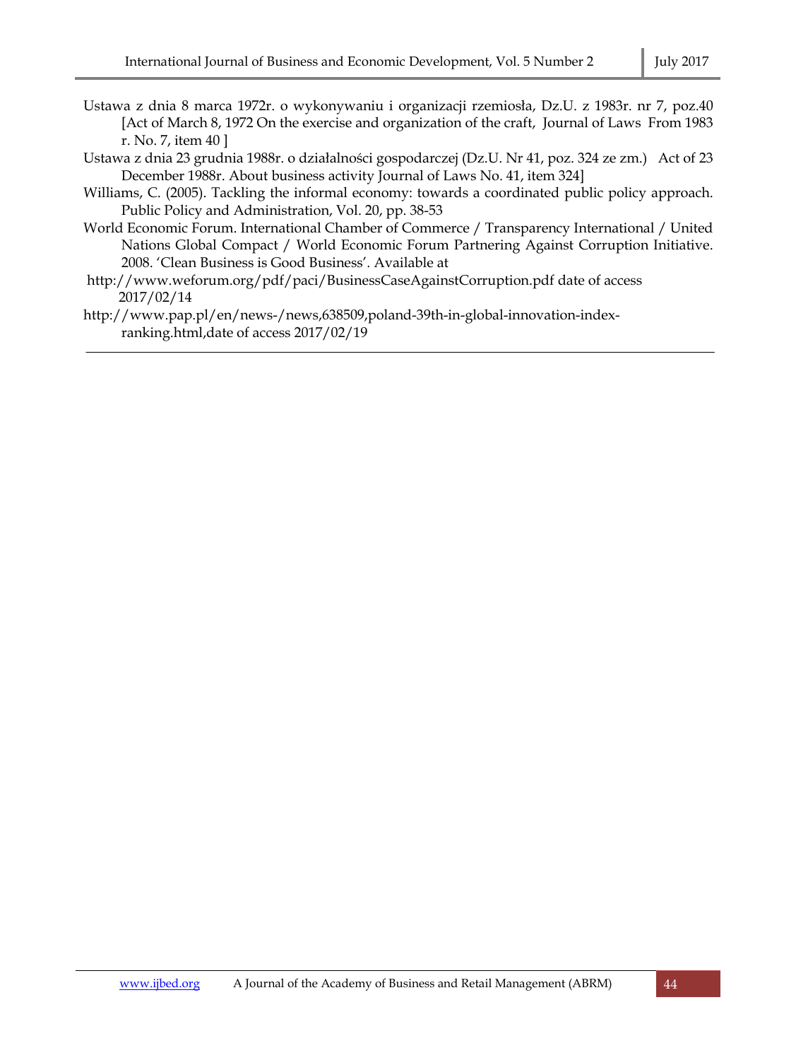Ustawa z dnia 8 marca 1972r. o wykonywaniu i organizacji rzemiosła, Dz.U. z 1983r. nr 7, poz.40 [Act of March 8, 1972 On the exercise and organization of the craft, Journal of Laws From 1983 r. No. 7, item 40 ]

Ustawa z dnia 23 grudnia 1988r. o działalności gospodarczej (Dz.U. Nr 41, poz. 324 ze zm.) Act of 23 December 1988r. About business activity Journal of Laws No. 41, item 324]

Williams, C. (2005). Tackling the informal economy: towards a coordinated public policy approach. Public Policy and Administration, Vol. 20, pp. 38-53

World Economic Forum. International Chamber of Commerce / Transparency International / United Nations Global Compact / World Economic Forum Partnering Against Corruption Initiative. 2008. 'Clean Business is Good Business'. Available at

http://www.weforum.org/pdf/paci/BusinessCaseAgainstCorruption.pdf date of access 2017/02/14

http://www.pap.pl/en/news-/news,638509,poland-39th-in-global-innovation-index-ranking.html,date of access 2017/02/19